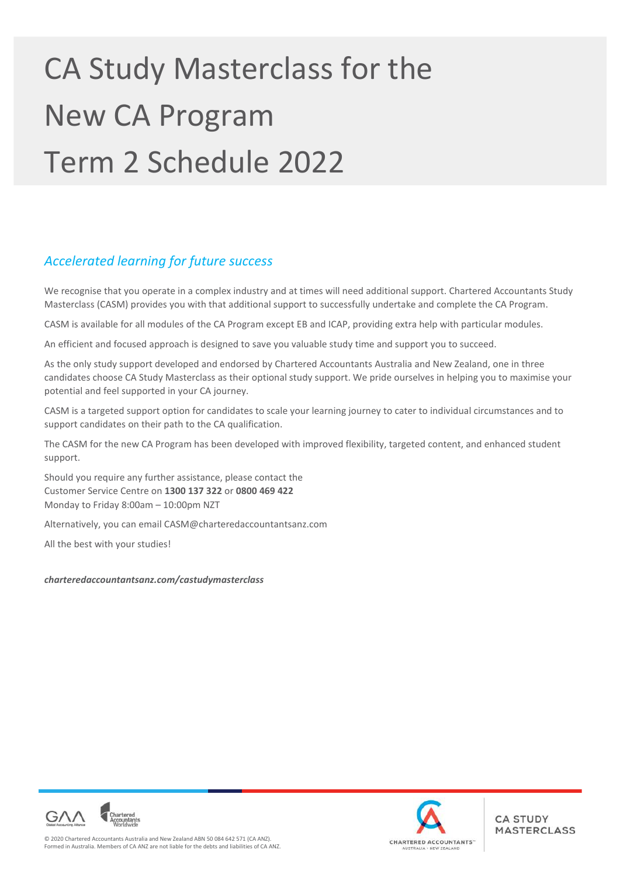# CA Study Masterclass for the New CA Program Term 2 Schedule 2022

## *Accelerated learning for future success*

We recognise that you operate in a complex industry and at times will need additional support. Chartered Accountants Study Masterclass (CASM) provides you with that additional support to successfully undertake and complete the CA Program.

CASM is available for all modules of the CA Program except EB and ICAP, providing extra help with particular modules.

An efficient and focused approach is designed to save you valuable study time and support you to succeed.

As the only study support developed and endorsed by Chartered Accountants Australia and New Zealand, one in three candidates choose CA Study Masterclass as their optional study support. We pride ourselves in helping you to maximise your potential and feel supported in your CA journey.

CASM is a targeted support option for candidates to scale your learning journey to cater to individual circumstances and to support candidates on their path to the CA qualification.

The CASM for the new CA Program has been developed with improved flexibility, targeted content, and enhanced student support.

Should you require any further assistance, please contact the Customer Service Centre on **1300 137 322** or **0800 469 422** Monday to Friday 8:00am – 10:00pm NZT

Alternatively, you can email CASM@charteredaccountantsanz.com

All the best with your studies!

***charteredaccountantsanz.com/castudymasterclass***

© 2020 Chartered Accountants Australia and New Zealand ABN 50 084 642 571 (CA ANZ). Formed in Australia. Members of CA ANZ are not liable for the debts and liabilities of CA ANZ.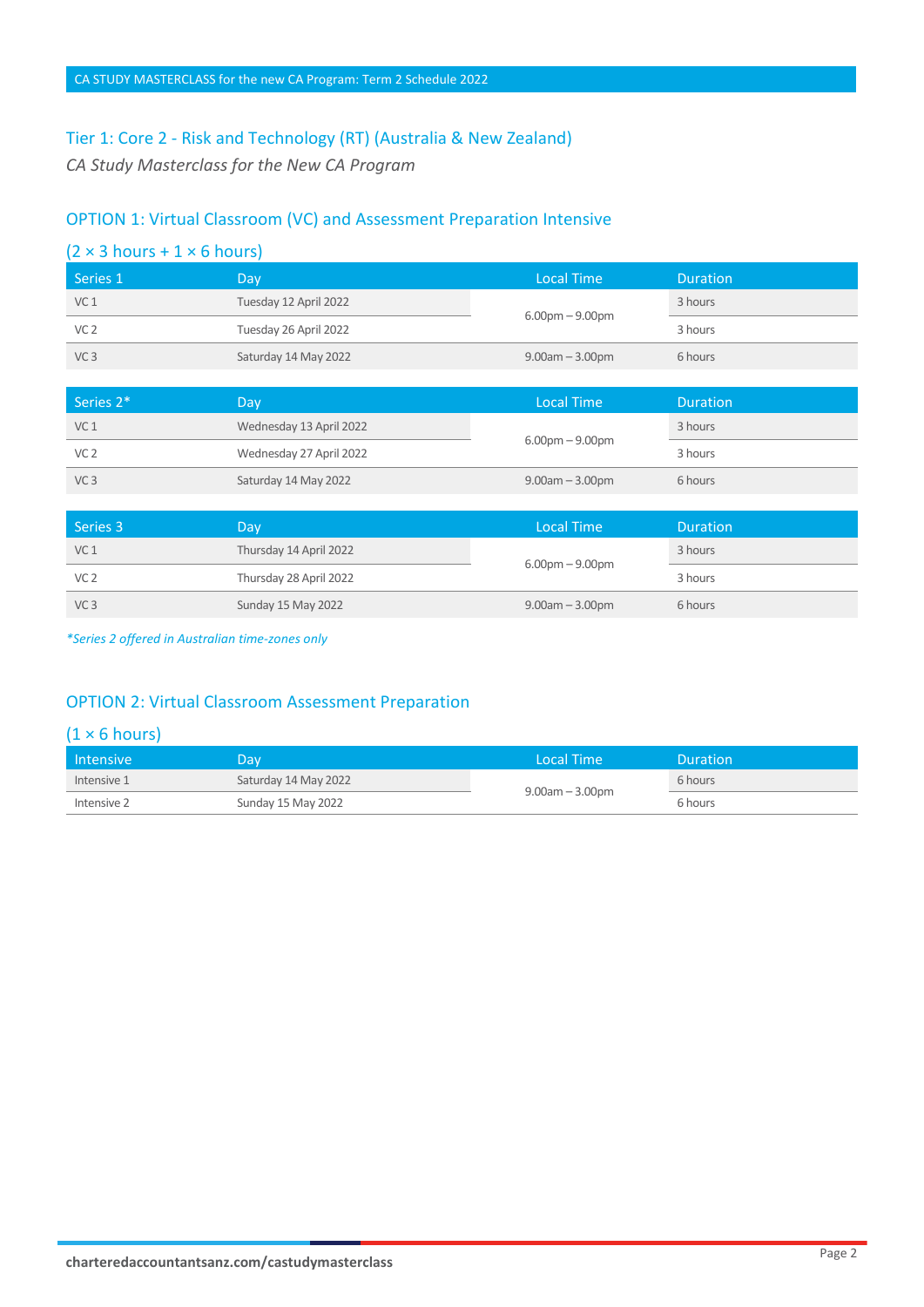CA STUDY MASTERCLASS for the new CA Program: Term 2 Schedule 2022

## Tier 1: Core 2 - Risk and Technology (RT) (Australia & New Zealand)

*CA Study Masterclass for the New CA Program*

### OPTION 1: Virtual Classroom (VC) and Assessment Preparation Intensive

### (2 × 3 hours + 1 × 6 hours)

| Series 1 | Day | Local Time | Duration |
|---|---|---|---|
| VC 1 | Tuesday 12 April 2022 | 6.00pm – 9.00pm | 3 hours |
| VC 2 | Tuesday 26 April 2022 | 6.00pm – 9.00pm | 3 hours |
| VC 3 | Saturday 14 May 2022 | 9.00am – 3.00pm | 6 hours |

| Series 2* | Day | Local Time | Duration |
|---|---|---|---|
| VC 1 | Wednesday 13 April 2022 | 6.00pm – 9.00pm | 3 hours |
| VC 2 | Wednesday 27 April 2022 | 6.00pm – 9.00pm | 3 hours |
| VC 3 | Saturday 14 May 2022 | 9.00am – 3.00pm | 6 hours |

| Series 3 | Day | Local Time | Duration |
|---|---|---|---|
| VC 1 | Thursday 14 April 2022 | 6.00pm – 9.00pm | 3 hours |
| VC 2 | Thursday 28 April 2022 | 6.00pm – 9.00pm | 3 hours |
| VC 3 | Sunday 15 May 2022 | 9.00am – 3.00pm | 6 hours |

*\*Series 2 offered in Australian time-zones only*

### OPTION 2: Virtual Classroom Assessment Preparation

### (1 × 6 hours)

| Intensive | Day | Local Time | Duration |
|---|---|---|---|
| Intensive 1 | Saturday 14 May 2022 | 9.00am – 3.00pm | 6 hours |
| Intensive 2 | Sunday 15 May 2022 | 9.00am – 3.00pm | 6 hours |

**charteredaccountantsanz.com/castudymasterclass**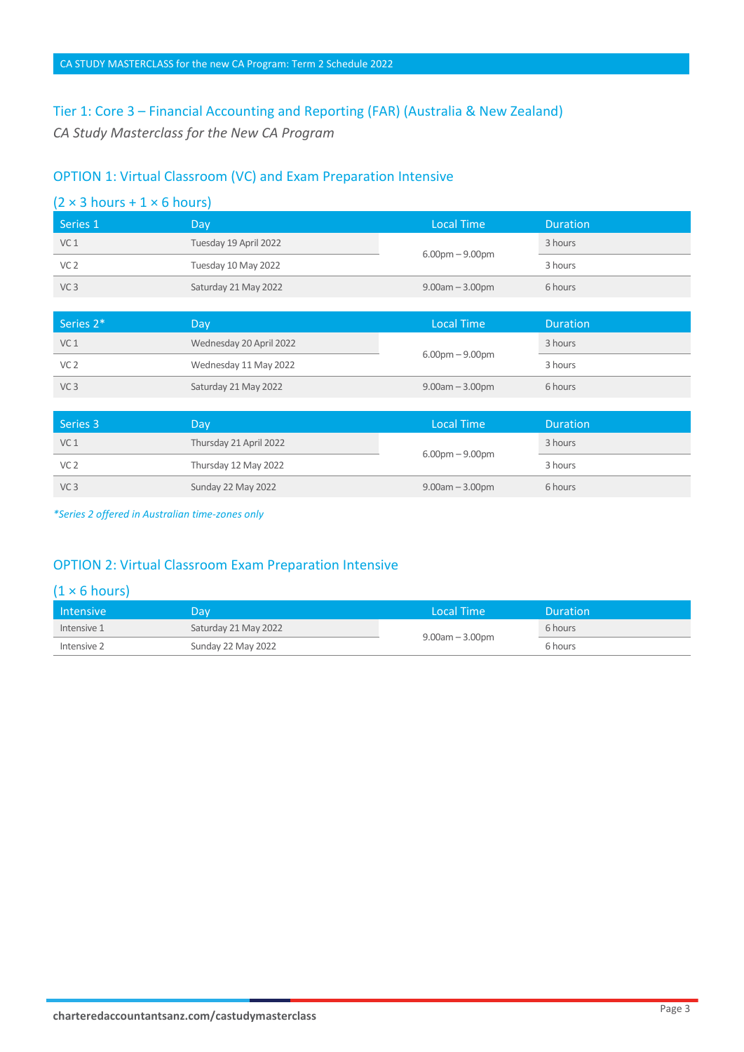## Tier 1: Core 3 – Financial Accounting and Reporting (FAR) (Australia & New Zealand)

*CA Study Masterclass for the New CA Program*

### OPTION 1: Virtual Classroom (VC) and Exam Preparation Intensive

### (2 × 3 hours + 1 × 6 hours)

| Series 1 | Day | Local Time | Duration |
|---|---|---|---|
| VC 1 | Tuesday 19 April 2022 | 6.00pm – 9.00pm | 3 hours |
| VC 2 | Tuesday 10 May 2022 | 6.00pm – 9.00pm | 3 hours |
| VC 3 | Saturday 21 May 2022 | 9.00am – 3.00pm | 6 hours |

| Series 2* | Day | Local Time | Duration |
|---|---|---|---|
| VC 1 | Wednesday 20 April 2022 | 6.00pm – 9.00pm | 3 hours |
| VC 2 | Wednesday 11 May 2022 | 6.00pm – 9.00pm | 3 hours |
| VC 3 | Saturday 21 May 2022 | 9.00am – 3.00pm | 6 hours |

| Series 3 | Day | Local Time | Duration |
|---|---|---|---|
| VC 1 | Thursday 21 April 2022 | 6.00pm – 9.00pm | 3 hours |
| VC 2 | Thursday 12 May 2022 | 6.00pm – 9.00pm | 3 hours |
| VC 3 | Sunday 22 May 2022 | 9.00am – 3.00pm | 6 hours |

*\*Series 2 offered in Australian time-zones only*

### OPTION 2: Virtual Classroom Exam Preparation Intensive

### (1 × 6 hours)

| Intensive | Day | Local Time | Duration |
|---|---|---|---|
| Intensive 1 | Saturday 21 May 2022 | 9.00am – 3.00pm | 6 hours |
| Intensive 2 | Sunday 22 May 2022 | 9.00am – 3.00pm | 6 hours |

**charteredaccountantsanz.com/castudymasterclass**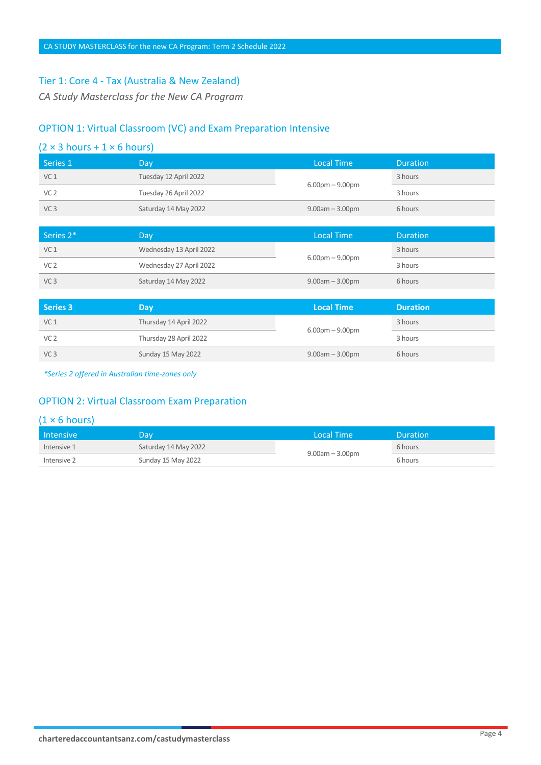## Tier 1: Core 4 - Tax (Australia & New Zealand)

*CA Study Masterclass for the New CA Program*

### OPTION 1: Virtual Classroom (VC) and Exam Preparation Intensive

### (2 × 3 hours + 1 × 6 hours)

| Series 1 | Day | Local Time | Duration |
|---|---|---|---|
| VC 1 | Tuesday 12 April 2022 | 6.00pm – 9.00pm | 3 hours |
| VC 2 | Tuesday 26 April 2022 | 6.00pm – 9.00pm | 3 hours |
| VC 3 | Saturday 14 May 2022 | 9.00am – 3.00pm | 6 hours |

| Series 2* | Day | Local Time | Duration |
|---|---|---|---|
| VC 1 | Wednesday 13 April 2022 | 6.00pm – 9.00pm | 3 hours |
| VC 2 | Wednesday 27 April 2022 | 6.00pm – 9.00pm | 3 hours |
| VC 3 | Saturday 14 May 2022 | 9.00am – 3.00pm | 6 hours |

| **Series 3** | **Day** | **Local Time** | **Duration** |
|---|---|---|---|
| VC 1 | Thursday 14 April 2022 | 6.00pm – 9.00pm | 3 hours |
| VC 2 | Thursday 28 April 2022 | 6.00pm – 9.00pm | 3 hours |
| VC 3 | Sunday 15 May 2022 | 9.00am – 3.00pm | 6 hours |

*\*Series 2 offered in Australian time-zones only*

### OPTION 2: Virtual Classroom Exam Preparation

### (1 × 6 hours)

| Intensive | Day | Local Time | Duration |
|---|---|---|---|
| Intensive 1 | Saturday 14 May 2022 | 9.00am – 3.00pm | 6 hours |
| Intensive 2 | Sunday 15 May 2022 | 9.00am – 3.00pm | 6 hours |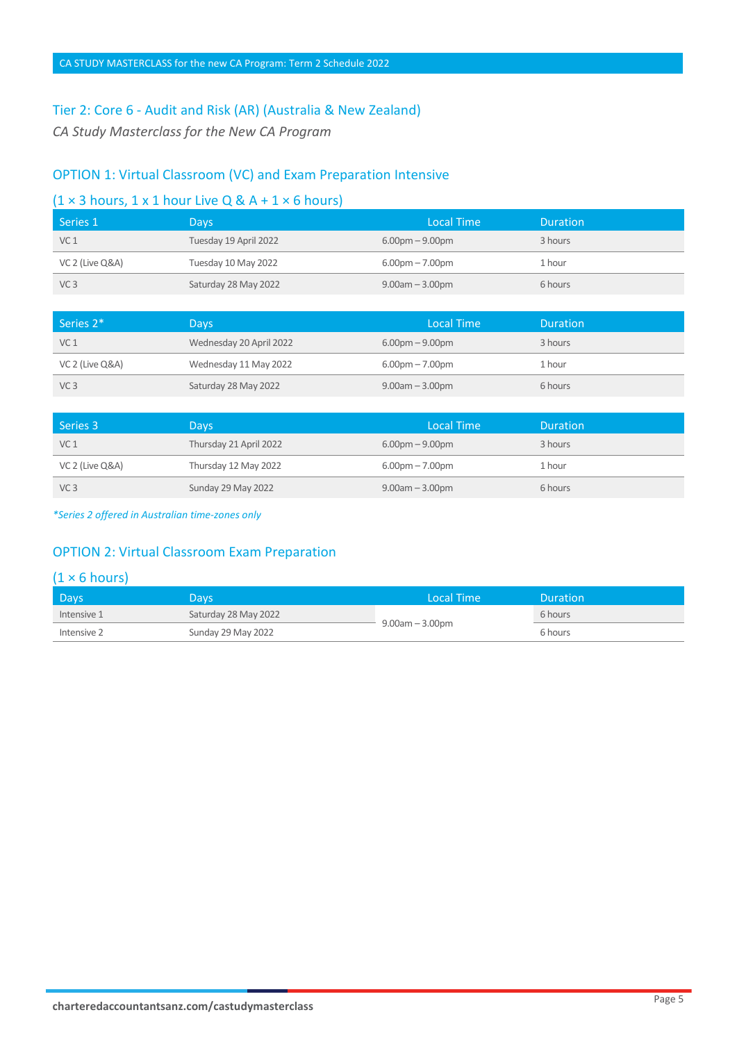## Tier 2: Core 6 - Audit and Risk (AR) (Australia & New Zealand)

*CA Study Masterclass for the New CA Program*

### OPTION 1: Virtual Classroom (VC) and Exam Preparation Intensive

### (1 × 3 hours, 1 x 1 hour Live Q & A + 1 × 6 hours)

| Series 1 | Days | Local Time | Duration |
|---|---|---|---|
| VC 1 | Tuesday 19 April 2022 | 6.00pm – 9.00pm | 3 hours |
| VC 2 (Live Q&A) | Tuesday 10 May 2022 | 6.00pm – 7.00pm | 1 hour |
| VC 3 | Saturday 28 May 2022 | 9.00am – 3.00pm | 6 hours |

| Series 2* | Days | Local Time | Duration |
|---|---|---|---|
| VC 1 | Wednesday 20 April 2022 | 6.00pm – 9.00pm | 3 hours |
| VC 2 (Live Q&A) | Wednesday 11 May 2022 | 6.00pm – 7.00pm | 1 hour |
| VC 3 | Saturday 28 May 2022 | 9.00am – 3.00pm | 6 hours |

| Series 3 | Days | Local Time | Duration |
|---|---|---|---|
| VC 1 | Thursday 21 April 2022 | 6.00pm – 9.00pm | 3 hours |
| VC 2 (Live Q&A) | Thursday 12 May 2022 | 6.00pm – 7.00pm | 1 hour |
| VC 3 | Sunday 29 May 2022 | 9.00am – 3.00pm | 6 hours |

*\*Series 2 offered in Australian time-zones only*

### OPTION 2: Virtual Classroom Exam Preparation

### (1 × 6 hours)

| Days | Days | Local Time | Duration |
|---|---|---|---|
| Intensive 1 | Saturday 28 May 2022 | 9.00am – 3.00pm | 6 hours |
| Intensive 2 | Sunday 29 May 2022 | 9.00am – 3.00pm | 6 hours |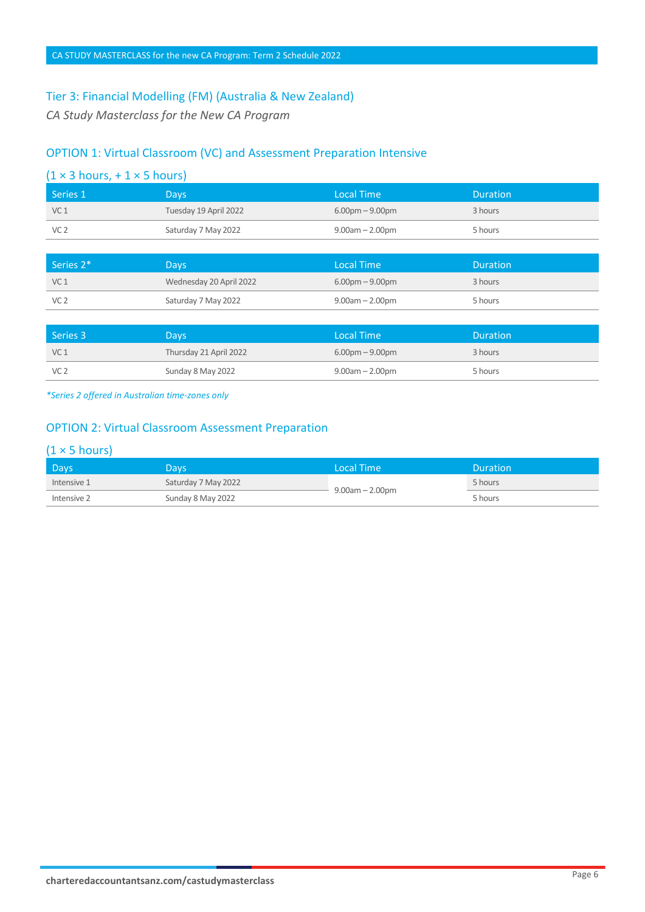## Tier 3: Financial Modelling (FM) (Australia & New Zealand)

*CA Study Masterclass for the New CA Program*

### OPTION 1: Virtual Classroom (VC) and Assessment Preparation Intensive

### (1 × 3 hours, + 1 × 5 hours)

| Series 1 | Days | Local Time | Duration |
|---|---|---|---|
| VC 1 | Tuesday 19 April 2022 | 6.00pm – 9.00pm | 3 hours |
| VC 2 | Saturday 7 May 2022 | 9.00am – 2.00pm | 5 hours |

| Series 2* | Days | Local Time | Duration |
|---|---|---|---|
| VC 1 | Wednesday 20 April 2022 | 6.00pm – 9.00pm | 3 hours |
| VC 2 | Saturday 7 May 2022 | 9.00am – 2.00pm | 5 hours |

| Series 3 | Days | Local Time | Duration |
|---|---|---|---|
| VC 1 | Thursday 21 April 2022 | 6.00pm – 9.00pm | 3 hours |
| VC 2 | Sunday 8 May 2022 | 9.00am – 2.00pm | 5 hours |

*\*Series 2 offered in Australian time-zones only*

### OPTION 2: Virtual Classroom Assessment Preparation

### (1 × 5 hours)

| Days | Days | Local Time | Duration |
|---|---|---|---|
| Intensive 1 | Saturday 7 May 2022 | 9.00am – 2.00pm | 5 hours |
| Intensive 2 | Sunday 8 May 2022 | 9.00am – 2.00pm | 5 hours |

**charteredaccountantsanz.com/castudymasterclass**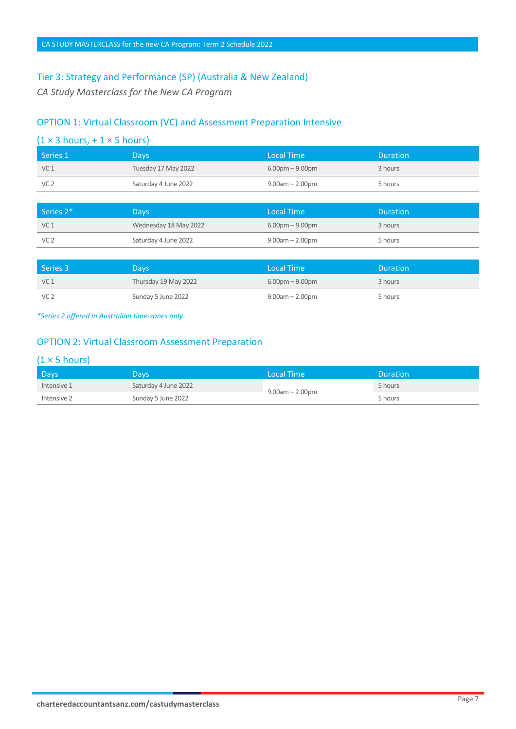## Tier 3: Strategy and Performance (SP) (Australia & New Zealand)

*CA Study Masterclass for the New CA Program*

### OPTION 1: Virtual Classroom (VC) and Assessment Preparation Intensive

### (1 × 3 hours, + 1 × 5 hours)

| Series 1 | Days | Local Time | Duration |
|---|---|---|---|
| VC 1 | Tuesday 17 May 2022 | 6.00pm – 9.00pm | 3 hours |
| VC 2 | Saturday 4 June 2022 | 9.00am – 2.00pm | 5 hours |

| Series 2* | Days | Local Time | Duration |
|---|---|---|---|
| VC 1 | Wednesday 18 May 2022 | 6.00pm – 9.00pm | 3 hours |
| VC 2 | Saturday 4 June 2022 | 9.00am – 2.00pm | 5 hours |

| Series 3 | Days | Local Time | Duration |
|---|---|---|---|
| VC 1 | Thursday 19 May 2022 | 6.00pm – 9.00pm | 3 hours |
| VC 2 | Sunday 5 June 2022 | 9.00am – 2.00pm | 5 hours |

*\*Series 2 offered in Australian time-zones only*

### OPTION 2: Virtual Classroom Assessment Preparation

### (1 × 5 hours)

| Days | Days | Local Time | Duration |
|---|---|---|---|
| Intensive 1 | Saturday 4 June 2022 | 9.00am – 2.00pm | 5 hours |
| Intensive 2 | Sunday 5 June 2022 | | 5 hours |

charteredaccountantsanz.com/castudymasterclass